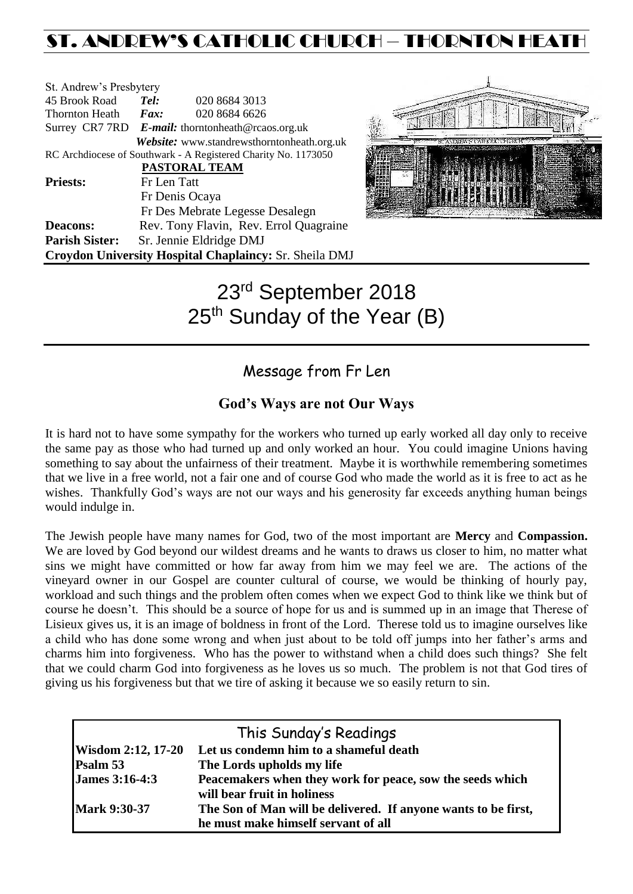# ST. ANDREW'S CATHOLIC CHURCH – THORNTON HEATH

St. Andrew's Presbytery
45 Brook Road *Tel:* 020 8684 3013
Thornton Heath *Fax:* 020 8684 6626
Surrey CR7 7RD *E-mail:* thorntonheath@rcaos.org.uk
*Website:* www.standrewsthorntonheath.org.uk
RC Archdiocese of Southwark - A Registered Charity No. 1173050

**PASTORAL TEAM**

**Priests:** Fr Len Tatt
Fr Denis Ocaya
Fr Des Mebrate Legesse Desalegn
**Deacons:** Rev. Tony Flavin, Rev. Errol Quagraine
**Parish Sister:** Sr. Jennie Eldridge DMJ
**Croydon University Hospital Chaplaincy:** Sr. Sheila DMJ

# 23rd September 2018
# 25th Sunday of the Year (B)

## Message from Fr Len

### God's Ways are not Our Ways

It is hard not to have some sympathy for the workers who turned up early worked all day only to receive the same pay as those who had turned up and only worked an hour. You could imagine Unions having something to say about the unfairness of their treatment. Maybe it is worthwhile remembering sometimes that we live in a free world, not a fair one and of course God who made the world as it is free to act as he wishes. Thankfully God's ways are not our ways and his generosity far exceeds anything human beings would indulge in.

The Jewish people have many names for God, two of the most important are **Mercy** and **Compassion.** We are loved by God beyond our wildest dreams and he wants to draws us closer to him, no matter what sins we might have committed or how far away from him we may feel we are. The actions of the vineyard owner in our Gospel are counter cultural of course, we would be thinking of hourly pay, workload and such things and the problem often comes when we expect God to think like we think but of course he doesn't. This should be a source of hope for us and is summed up in an image that Therese of Lisieux gives us, it is an image of boldness in front of the Lord. Therese told us to imagine ourselves like a child who has done some wrong and when just about to be told off jumps into her father's arms and charms him into forgiveness. Who has the power to withstand when a child does such things? She felt that we could charm God into forgiveness as he loves us so much. The problem is not that God tires of giving us his forgiveness but that we tire of asking it because we so easily return to sin.

## This Sunday's Readings

| | |
|---|---|
| **Wisdom 2:12, 17-20** | **Let us condemn him to a shameful death** |
| **Psalm 53** | **The Lords upholds my life** |
| **James 3:16-4:3** | **Peacemakers when they work for peace, sow the seeds which will bear fruit in holiness** |
| **Mark 9:30-37** | **The Son of Man will be delivered. If anyone wants to be first, he must make himself servant of all** |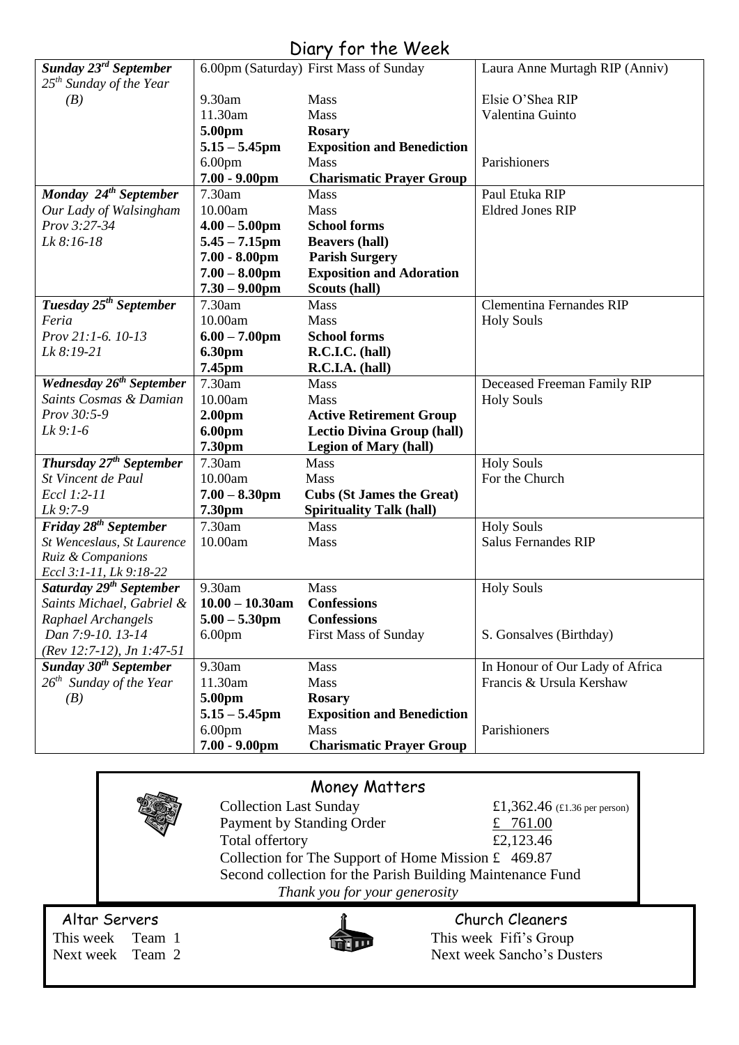# Diary for the Week

| | | | |
|---|---|---|---|
| ***Sunday 23rd September*** *25th Sunday of the Year (B)* | 6.00pm (Saturday) | First Mass of Sunday | Laura Anne Murtagh RIP (Anniv) |
| | 9.30am | Mass | Elsie O'Shea RIP |
| | 11.30am | Mass | Valentina Guinto |
| | **5.00pm** | **Rosary** | |
| | **5.15 – 5.45pm** | **Exposition and Benediction** | |
| | 6.00pm | Mass | Parishioners |
| | **7.00 - 9.00pm** | **Charismatic Prayer Group** | |
| ***Monday 24th September*** *Our Lady of Walsingham Prov 3:27-34 Lk 8:16-18* | 7.30am | Mass | Paul Etuka RIP |
| | 10.00am | Mass | Eldred Jones RIP |
| | **4.00 – 5.00pm** | **School forms** | |
| | **5.45 – 7.15pm** | **Beavers (hall)** | |
| | **7.00 - 8.00pm** | **Parish Surgery** | |
| | **7.00 – 8.00pm** | **Exposition and Adoration** | |
| | **7.30 – 9.00pm** | **Scouts (hall)** | |
| ***Tuesday 25th September*** *Feria Prov 21:1-6. 10-13 Lk 8:19-21* | 7.30am | Mass | Clementina Fernandes RIP |
| | 10.00am | Mass | Holy Souls |
| | **6.00 – 7.00pm** | **School forms** | |
| | **6.30pm** | **R.C.I.C. (hall)** | |
| | **7.45pm** | **R.C.I.A. (hall)** | |
| ***Wednesday 26th September*** *Saints Cosmas & Damian Prov 30:5-9 Lk 9:1-6* | 7.30am | Mass | Deceased Freeman Family RIP |
| | 10.00am | Mass | Holy Souls |
| | **2.00pm** | **Active Retirement Group** | |
| | **6.00pm** | **Lectio Divina Group (hall)** | |
| | **7.30pm** | **Legion of Mary (hall)** | |
| ***Thursday 27th September*** *St Vincent de Paul Eccl 1:2-11 Lk 9:7-9* | 7.30am | Mass | Holy Souls |
| | 10.00am | Mass | For the Church |
| | **7.00 – 8.30pm** | **Cubs (St James the Great)** | |
| | **7.30pm** | **Spirituality Talk (hall)** | |
| ***Friday 28th September*** *St Wenceslaus, St Laurence Ruiz & Companions Eccl 3:1-11, Lk 9:18-22* | 7.30am | Mass | Holy Souls |
| | 10.00am | Mass | Salus Fernandes RIP |
| ***Saturday 29th September*** *Saints Michael, Gabriel & Raphael Archangels Dan 7:9-10. 13-14 (Rev 12:7-12), Jn 1:47-51* | 9.30am | Mass | Holy Souls |
| | **10.00 – 10.30am** | **Confessions** | |
| | **5.00 – 5.30pm** | **Confessions** | |
| | 6.00pm | First Mass of Sunday | S. Gonsalves (Birthday) |
| ***Sunday 30th September*** *26th Sunday of the Year (B)* | 9.30am | Mass | In Honour of Our Lady of Africa |
| | 11.30am | Mass | Francis & Ursula Kershaw |
| | **5.00pm** | **Rosary** | |
| | **5.15 – 5.45pm** | **Exposition and Benediction** | |
| | 6.00pm | Mass | Parishioners |
| | **7.00 - 9.00pm** | **Charismatic Prayer Group** | |

## Money Matters

| | |
|---|---|
| Collection Last Sunday | £1,362.46 (£1.36 per person) |
| Payment by Standing Order | £ 761.00 |
| Total offertory | £2,123.46 |

Collection for The Support of Home Mission £ 469.87

Second collection for the Parish Building Maintenance Fund

*Thank you for your generosity*

## Altar Servers

This week Team 1

Next week Team 2

## Church Cleaners

This week Fifi's Group

Next week Sancho's Dusters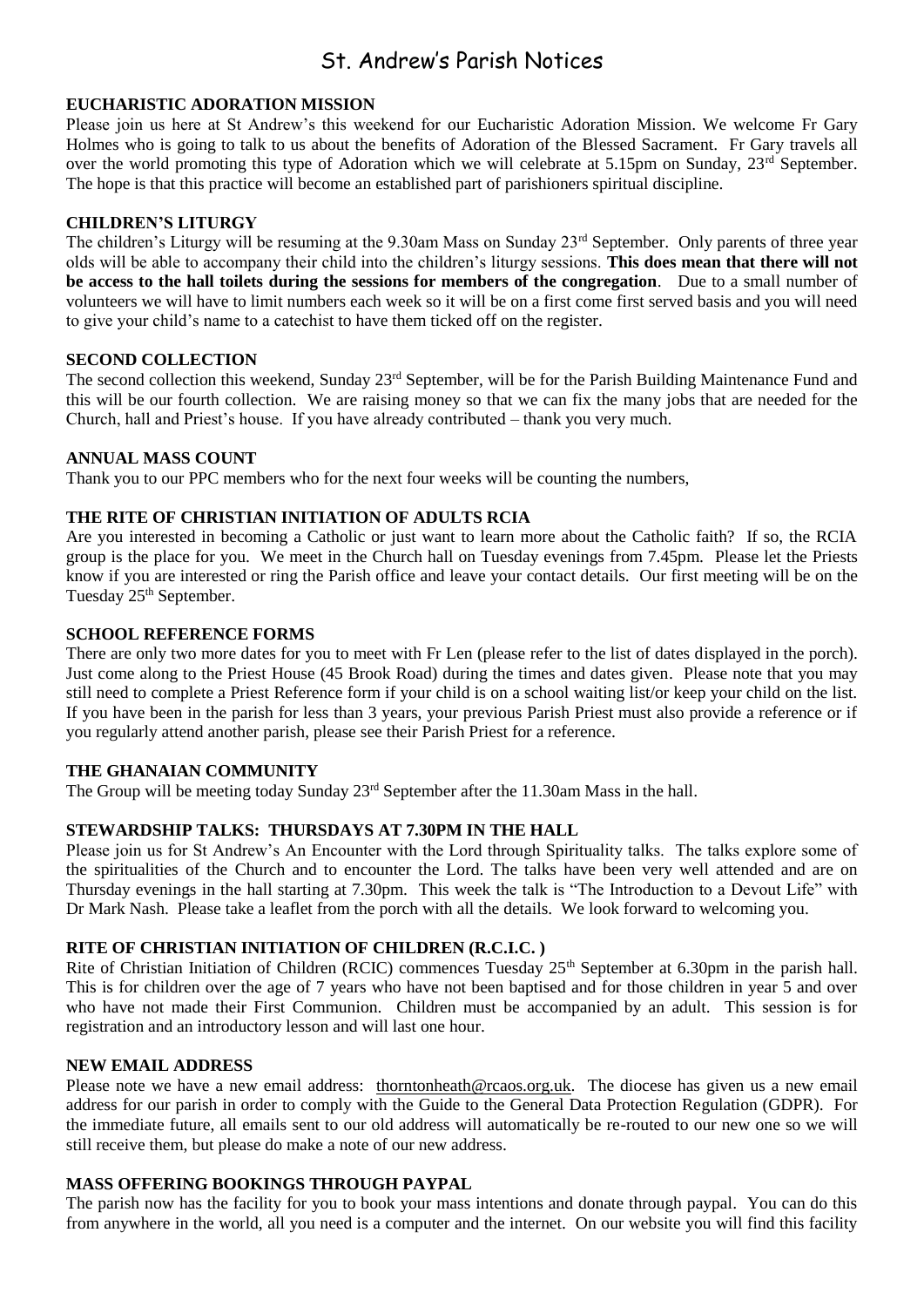# St. Andrew's Parish Notices

**EUCHARISTIC ADORATION MISSION**

Please join us here at St Andrew's this weekend for our Eucharistic Adoration Mission. We welcome Fr Gary Holmes who is going to talk to us about the benefits of Adoration of the Blessed Sacrament. Fr Gary travels all over the world promoting this type of Adoration which we will celebrate at 5.15pm on Sunday, 23rd September. The hope is that this practice will become an established part of parishioners spiritual discipline.

**CHILDREN'S LITURGY**

The children's Liturgy will be resuming at the 9.30am Mass on Sunday 23rd September. Only parents of three year olds will be able to accompany their child into the children's liturgy sessions. **This does mean that there will not be access to the hall toilets during the sessions for members of the congregation**. Due to a small number of volunteers we will have to limit numbers each week so it will be on a first come first served basis and you will need to give your child's name to a catechist to have them ticked off on the register.

**SECOND COLLECTION**

The second collection this weekend, Sunday 23rd September, will be for the Parish Building Maintenance Fund and this will be our fourth collection. We are raising money so that we can fix the many jobs that are needed for the Church, hall and Priest's house. If you have already contributed – thank you very much.

**ANNUAL MASS COUNT**

Thank you to our PPC members who for the next four weeks will be counting the numbers,

**THE RITE OF CHRISTIAN INITIATION OF ADULTS RCIA**

Are you interested in becoming a Catholic or just want to learn more about the Catholic faith? If so, the RCIA group is the place for you. We meet in the Church hall on Tuesday evenings from 7.45pm. Please let the Priests know if you are interested or ring the Parish office and leave your contact details. Our first meeting will be on the Tuesday 25th September.

**SCHOOL REFERENCE FORMS**

There are only two more dates for you to meet with Fr Len (please refer to the list of dates displayed in the porch). Just come along to the Priest House (45 Brook Road) during the times and dates given. Please note that you may still need to complete a Priest Reference form if your child is on a school waiting list/or keep your child on the list. If you have been in the parish for less than 3 years, your previous Parish Priest must also provide a reference or if you regularly attend another parish, please see their Parish Priest for a reference.

**THE GHANAIAN COMMUNITY**

The Group will be meeting today Sunday 23rd September after the 11.30am Mass in the hall.

**STEWARDSHIP TALKS: THURSDAYS AT 7.30PM IN THE HALL**

Please join us for St Andrew's An Encounter with the Lord through Spirituality talks. The talks explore some of the spiritualities of the Church and to encounter the Lord. The talks have been very well attended and are on Thursday evenings in the hall starting at 7.30pm. This week the talk is "The Introduction to a Devout Life" with Dr Mark Nash. Please take a leaflet from the porch with all the details. We look forward to welcoming you.

**RITE OF CHRISTIAN INITIATION OF CHILDREN (R.C.I.C. )**

Rite of Christian Initiation of Children (RCIC) commences Tuesday 25th September at 6.30pm in the parish hall. This is for children over the age of 7 years who have not been baptised and for those children in year 5 and over who have not made their First Communion. Children must be accompanied by an adult. This session is for registration and an introductory lesson and will last one hour.

**NEW EMAIL ADDRESS**

Please note we have a new email address: thorntonheath@rcaos.org.uk. The diocese has given us a new email address for our parish in order to comply with the Guide to the General Data Protection Regulation (GDPR). For the immediate future, all emails sent to our old address will automatically be re-routed to our new one so we will still receive them, but please do make a note of our new address.

**MASS OFFERING BOOKINGS THROUGH PAYPAL**

The parish now has the facility for you to book your mass intentions and donate through paypal. You can do this from anywhere in the world, all you need is a computer and the internet. On our website you will find this facility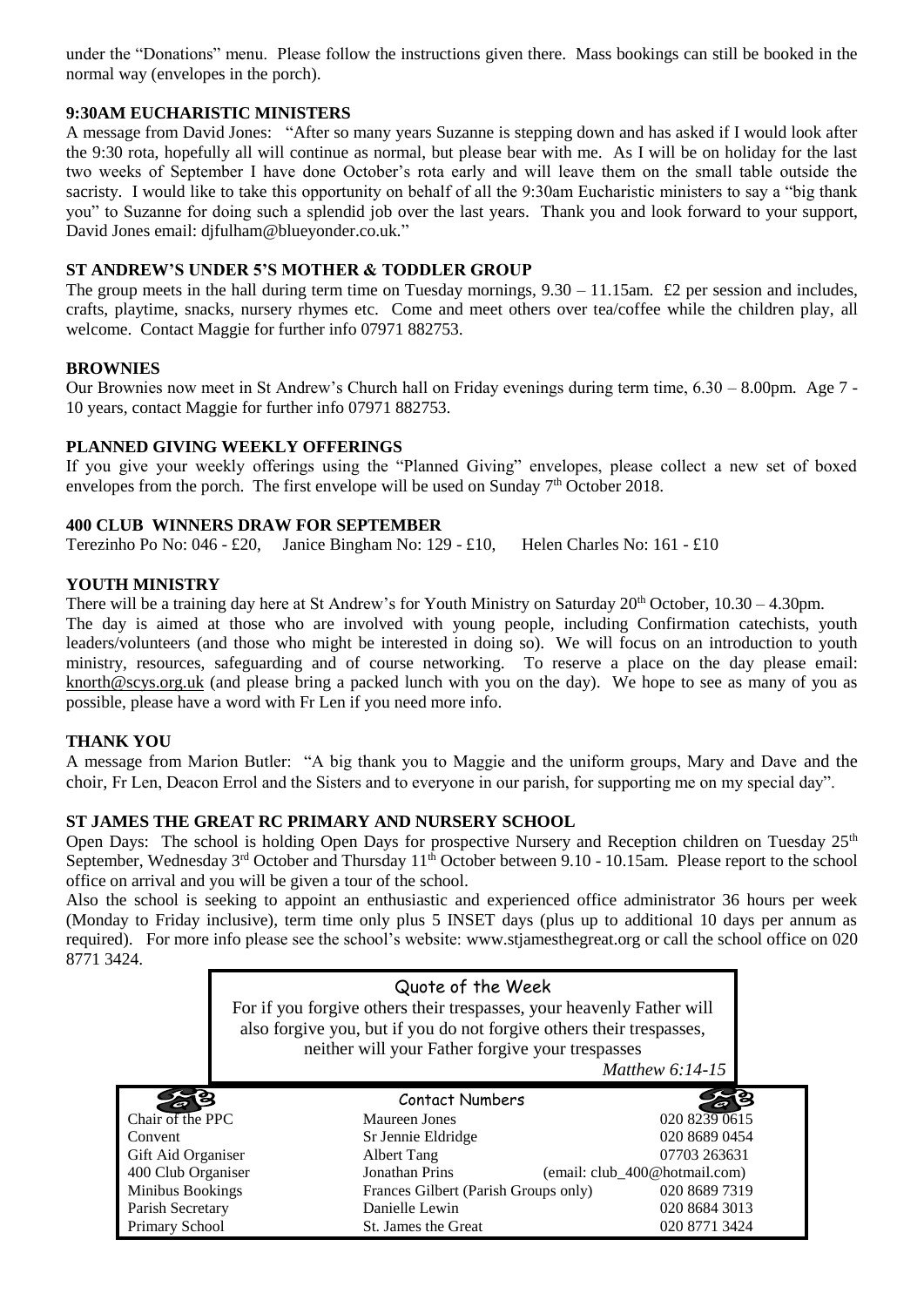under the "Donations" menu. Please follow the instructions given there. Mass bookings can still be booked in the normal way (envelopes in the porch).

**9:30AM EUCHARISTIC MINISTERS**

A message from David Jones: "After so many years Suzanne is stepping down and has asked if I would look after the 9:30 rota, hopefully all will continue as normal, but please bear with me. As I will be on holiday for the last two weeks of September I have done October's rota early and will leave them on the small table outside the sacristy. I would like to take this opportunity on behalf of all the 9:30am Eucharistic ministers to say a "big thank you" to Suzanne for doing such a splendid job over the last years. Thank you and look forward to your support, David Jones email: djfulham@blueyonder.co.uk."

**ST ANDREW'S UNDER 5'S MOTHER & TODDLER GROUP**

The group meets in the hall during term time on Tuesday mornings, 9.30 – 11.15am. £2 per session and includes, crafts, playtime, snacks, nursery rhymes etc. Come and meet others over tea/coffee while the children play, all welcome. Contact Maggie for further info 07971 882753.

**BROWNIES**

Our Brownies now meet in St Andrew's Church hall on Friday evenings during term time, 6.30 – 8.00pm. Age 7 - 10 years, contact Maggie for further info 07971 882753.

**PLANNED GIVING WEEKLY OFFERINGS**

If you give your weekly offerings using the "Planned Giving" envelopes, please collect a new set of boxed envelopes from the porch. The first envelope will be used on Sunday 7th October 2018.

**400 CLUB WINNERS DRAW FOR SEPTEMBER**

Terezinho Po No: 046 - £20, Janice Bingham No: 129 - £10, Helen Charles No: 161 - £10

**YOUTH MINISTRY**

There will be a training day here at St Andrew's for Youth Ministry on Saturday 20th October, 10.30 – 4.30pm. The day is aimed at those who are involved with young people, including Confirmation catechists, youth leaders/volunteers (and those who might be interested in doing so). We will focus on an introduction to youth ministry, resources, safeguarding and of course networking. To reserve a place on the day please email: knorth@scys.org.uk (and please bring a packed lunch with you on the day). We hope to see as many of you as possible, please have a word with Fr Len if you need more info.

**THANK YOU**

A message from Marion Butler: "A big thank you to Maggie and the uniform groups, Mary and Dave and the choir, Fr Len, Deacon Errol and the Sisters and to everyone in our parish, for supporting me on my special day".

**ST JAMES THE GREAT RC PRIMARY AND NURSERY SCHOOL**

Open Days: The school is holding Open Days for prospective Nursery and Reception children on Tuesday 25th September, Wednesday 3rd October and Thursday 11th October between 9.10 - 10.15am. Please report to the school office on arrival and you will be given a tour of the school.

Also the school is seeking to appoint an enthusiastic and experienced office administrator 36 hours per week (Monday to Friday inclusive), term time only plus 5 INSET days (plus up to additional 10 days per annum as required). For more info please see the school's website: www.stjamesthegreat.org or call the school office on 020 8771 3424.

**Quote of the Week**

For if you forgive others their trespasses, your heavenly Father will also forgive you, but if you do not forgive others their trespasses, neither will your Father forgive your trespasses

*Matthew 6:14-15*

**Contact Numbers**

| | | |
|---|---|---|
| Chair of the PPC | Maureen Jones | 020 8239 0615 |
| Convent | Sr Jennie Eldridge | 020 8689 0454 |
| Gift Aid Organiser | Albert Tang | 07703 263631 |
| 400 Club Organiser | Jonathan Prins | (email: club_400@hotmail.com) |
| Minibus Bookings | Frances Gilbert (Parish Groups only) | 020 8689 7319 |
| Parish Secretary | Danielle Lewin | 020 8684 3013 |
| Primary School | St. James the Great | 020 8771 3424 |